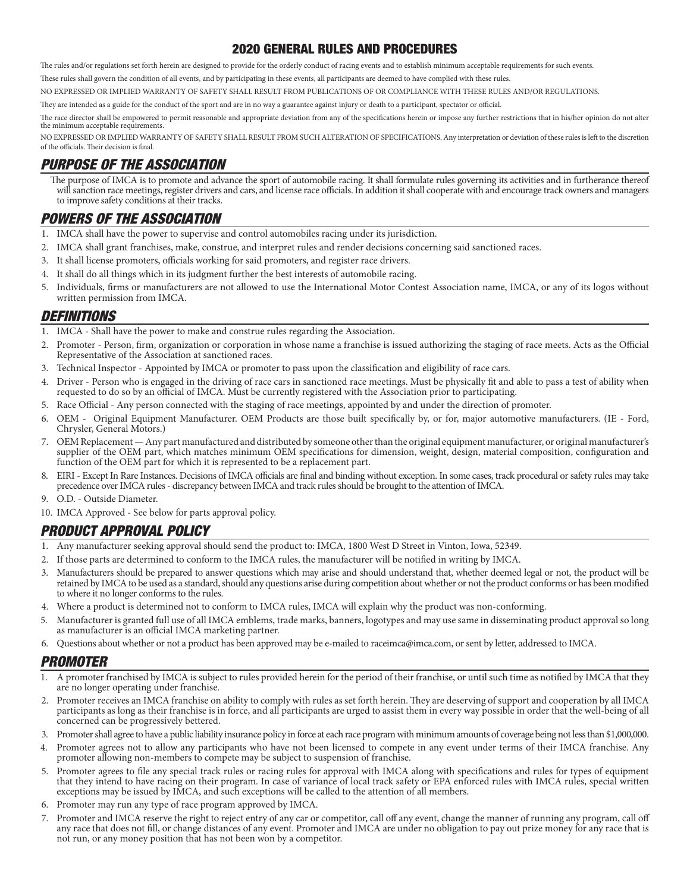# 2020 GENERAL RULES AND PROCEDURES

The rules and/or regulations set forth herein are designed to provide for the orderly conduct of racing events and to establish minimum acceptable requirements for such events.

These rules shall govern the condition of all events, and by participating in these events, all participants are deemed to have complied with these rules.

NO EXPRESSED OR IMPLIED WARRANTY OF SAFETY SHALL RESULT FROM PUBLICATIONS OF OR COMPLIANCE WITH THESE RULES AND/OR REGULATIONS.

They are intended as a guide for the conduct of the sport and are in no way a guarantee against injury or death to a participant, spectator or official.

The race director shall be empowered to permit reasonable and appropriate deviation from any of the specifications herein or impose any further restrictions that in his/her opinion do not alter the minimum acceptable requirements.

NO EXPRESSED OR IMPLIED WARRANTY OF SAFETY SHALL RESULT FROM SUCH ALTERATION OF SPECIFICATIONS. Any interpretation or deviation of these rules is left to the discretion of the officials. Their decision is final.

## PURPOSE OF THE ASSOCIATION

The purpose of IMCA is to promote and advance the sport of automobile racing. It shall formulate rules governing its activities and in furtherance thereof will sanction race meetings, register drivers and cars, and license race officials. In addition it shall cooperate with and encourage track owners and managers to improve safety conditions at their tracks.

## POWERS OF THE ASSOCIATION

1. IMCA shall have the power to supervise and control automobiles racing under its jurisdiction.
2. IMCA shall grant franchises, make, construe, and interpret rules and render decisions concerning said sanctioned races.
3. It shall license promoters, officials working for said promoters, and register race drivers.
4. It shall do all things which in its judgment further the best interests of automobile racing.
5. Individuals, firms or manufacturers are not allowed to use the International Motor Contest Association name, IMCA, or any of its logos without written permission from IMCA.

## DEFINITIONS

1. IMCA - Shall have the power to make and construe rules regarding the Association.
2. Promoter - Person, firm, organization or corporation in whose name a franchise is issued authorizing the staging of race meets. Acts as the Official Representative of the Association at sanctioned races.
3. Technical Inspector - Appointed by IMCA or promoter to pass upon the classification and eligibility of race cars.
4. Driver - Person who is engaged in the driving of race cars in sanctioned race meetings. Must be physically fit and able to pass a test of ability when requested to do so by an official of IMCA. Must be currently registered with the Association prior to participating.
5. Race Official - Any person connected with the staging of race meetings, appointed by and under the direction of promoter.
6. OEM - Original Equipment Manufacturer. OEM Products are those built specifically by, or for, major automotive manufacturers. (IE - Ford, Chrysler, General Motors.)
7. OEM Replacement — Any part manufactured and distributed by someone other than the original equipment manufacturer, or original manufacturer's supplier of the OEM part, which matches minimum OEM specifications for dimension, weight, design, material composition, configuration and function of the OEM part for which it is represented to be a replacement part.
8. EIRI - Except In Rare Instances. Decisions of IMCA officials are final and binding without exception. In some cases, track procedural or safety rules may take precedence over IMCA rules - discrepancy between IMCA and track rules should be brought to the attention of IMCA.
9. O.D. - Outside Diameter.
10. IMCA Approved - See below for parts approval policy.

## PRODUCT APPROVAL POLICY

1. Any manufacturer seeking approval should send the product to: IMCA, 1800 West D Street in Vinton, Iowa, 52349.
2. If those parts are determined to conform to the IMCA rules, the manufacturer will be notified in writing by IMCA.
3. Manufacturers should be prepared to answer questions which may arise and should understand that, whether deemed legal or not, the product will be retained by IMCA to be used as a standard, should any questions arise during competition about whether or not the product conforms or has been modified to where it no longer conforms to the rules.
4. Where a product is determined not to conform to IMCA rules, IMCA will explain why the product was non-conforming.
5. Manufacturer is granted full use of all IMCA emblems, trade marks, banners, logotypes and may use same in disseminating product approval so long as manufacturer is an official IMCA marketing partner.
6. Questions about whether or not a product has been approved may be e-mailed to raceimca@imca.com, or sent by letter, addressed to IMCA.

## PROMOTER

1. A promoter franchised by IMCA is subject to rules provided herein for the period of their franchise, or until such time as notified by IMCA that they are no longer operating under franchise.
2. Promoter receives an IMCA franchise on ability to comply with rules as set forth herein. They are deserving of support and cooperation by all IMCA participants as long as their franchise is in force, and all participants are urged to assist them in every way possible in order that the well-being of all concerned can be progressively bettered.
3. Promoter shall agree to have a public liability insurance policy in force at each race program with minimum amounts of coverage being not less than $1,000,000.
4. Promoter agrees not to allow any participants who have not been licensed to compete in any event under terms of their IMCA franchise. Any promoter allowing non-members to compete may be subject to suspension of franchise.
5. Promoter agrees to file any special track rules or racing rules for approval with IMCA along with specifications and rules for types of equipment that they intend to have racing on their program. In case of variance of local track safety or EPA enforced rules with IMCA rules, special written exceptions may be issued by IMCA, and such exceptions will be called to the attention of all members.
6. Promoter may run any type of race program approved by IMCA.
7. Promoter and IMCA reserve the right to reject entry of any car or competitor, call off any event, change the manner of running any program, call off any race that does not fill, or change distances of any event. Promoter and IMCA are under no obligation to pay out prize money for any race that is not run, or any money position that has not been won by a competitor.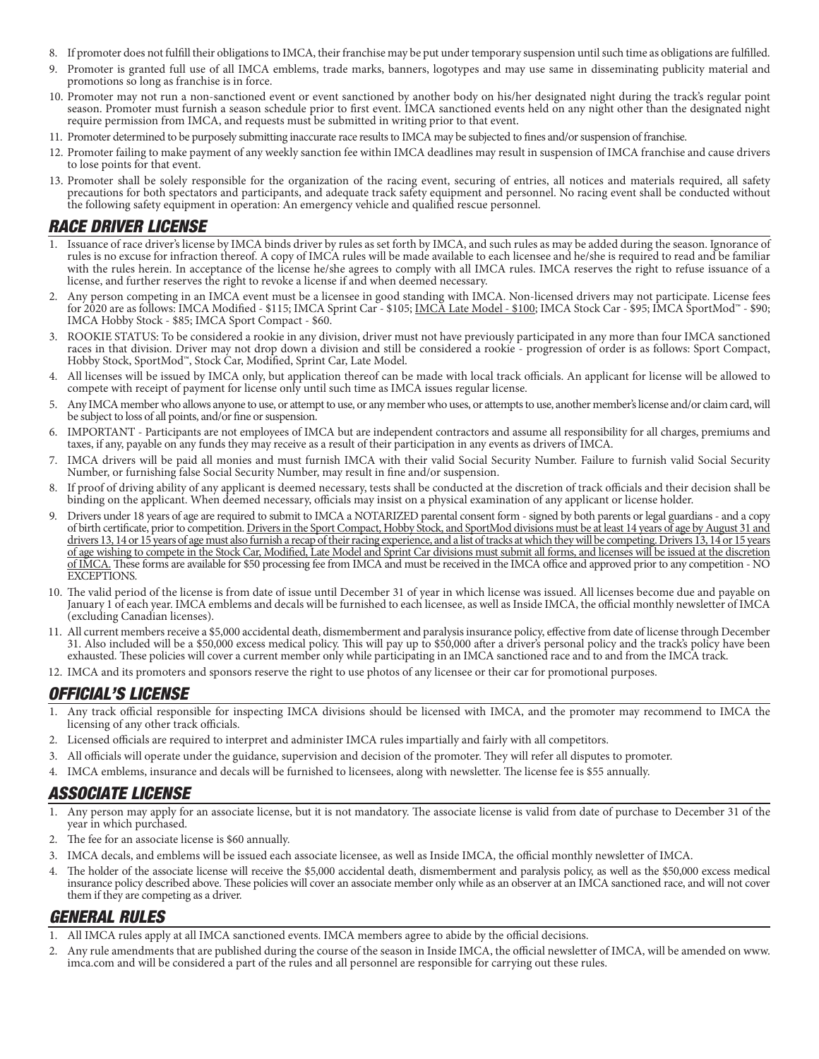8. If promoter does not fulfill their obligations to IMCA, their franchise may be put under temporary suspension until such time as obligations are fulfilled.
9. Promoter is granted full use of all IMCA emblems, trade marks, banners, logotypes and may use same in disseminating publicity material and promotions so long as franchise is in force.
10. Promoter may not run a non-sanctioned event or event sanctioned by another body on his/her designated night during the track's regular point season. Promoter must furnish a season schedule prior to first event. IMCA sanctioned events held on any night other than the designated night require permission from IMCA, and requests must be submitted in writing prior to that event.
11. Promoter determined to be purposely submitting inaccurate race results to IMCA may be subjected to fines and/or suspension of franchise.
12. Promoter failing to make payment of any weekly sanction fee within IMCA deadlines may result in suspension of IMCA franchise and cause drivers to lose points for that event.
13. Promoter shall be solely responsible for the organization of the racing event, securing of entries, all notices and materials required, all safety precautions for both spectators and participants, and adequate track safety equipment and personnel. No racing event shall be conducted without the following safety equipment in operation: An emergency vehicle and qualified rescue personnel.

## RACE DRIVER LICENSE

1. Issuance of race driver's license by IMCA binds driver by rules as set forth by IMCA, and such rules as may be added during the season. Ignorance of rules is no excuse for infraction thereof. A copy of IMCA rules will be made available to each licensee and he/she is required to read and be familiar with the rules herein. In acceptance of the license he/she agrees to comply with all IMCA rules. IMCA reserves the right to refuse issuance of a license, and further reserves the right to revoke a license if and when deemed necessary.
2. Any person competing in an IMCA event must be a licensee in good standing with IMCA. Non-licensed drivers may not participate. License fees for 2020 are as follows: IMCA Modified - $115; IMCA Sprint Car - $105; IMCA Late Model - $100; IMCA Stock Car - $95; IMCA SportMod™ - $90; IMCA Hobby Stock - $85; IMCA Sport Compact - $60.
3. ROOKIE STATUS: To be considered a rookie in any division, driver must not have previously participated in any more than four IMCA sanctioned races in that division. Driver may not drop down a division and still be considered a rookie - progression of order is as follows: Sport Compact, Hobby Stock, SportMod™, Stock Car, Modified, Sprint Car, Late Model.
4. All licenses will be issued by IMCA only, but application thereof can be made with local track officials. An applicant for license will be allowed to compete with receipt of payment for license only until such time as IMCA issues regular license.
5. Any IMCA member who allows anyone to use, or attempt to use, or any member who uses, or attempts to use, another member's license and/or claim card, will be subject to loss of all points, and/or fine or suspension.
6. IMPORTANT - Participants are not employees of IMCA but are independent contractors and assume all responsibility for all charges, premiums and taxes, if any, payable on any funds they may receive as a result of their participation in any events as drivers of IMCA.
7. IMCA drivers will be paid all monies and must furnish IMCA with their valid Social Security Number. Failure to furnish valid Social Security Number, or furnishing false Social Security Number, may result in fine and/or suspension.
8. If proof of driving ability of any applicant is deemed necessary, tests shall be conducted at the discretion of track officials and their decision shall be binding on the applicant. When deemed necessary, officials may insist on a physical examination of any applicant or license holder.
9. Drivers under 18 years of age are required to submit to IMCA a NOTARIZED parental consent form - signed by both parents or legal guardians - and a copy of birth certificate, prior to competition. Drivers in the Sport Compact, Hobby Stock, and SportMod divisions must be at least 14 years of age by August 31 and drivers 13, 14 or 15 years of age must also furnish a recap of their racing experience, and a list of tracks at which they will be competing. Drivers 13, 14 or 15 years of age wishing to compete in the Stock Car, Modified, Late Model and Sprint Car divisions must submit all forms, and licenses will be issued at the discretion of IMCA. These forms are available for $50 processing fee from IMCA and must be received in the IMCA office and approved prior to any competition - NO EXCEPTIONS.
10. The valid period of the license is from date of issue until December 31 of year in which license was issued. All licenses become due and payable on January 1 of each year. IMCA emblems and decals will be furnished to each licensee, as well as Inside IMCA, the official monthly newsletter of IMCA (excluding Canadian licenses).
11. All current members receive a $5,000 accidental death, dismemberment and paralysis insurance policy, effective from date of license through December 31. Also included will be a $50,000 excess medical policy. This will pay up to $50,000 after a driver's personal policy and the track's policy have been exhausted. These policies will cover a current member only while participating in an IMCA sanctioned race and to and from the IMCA track.
12. IMCA and its promoters and sponsors reserve the right to use photos of any licensee or their car for promotional purposes.

## OFFICIAL'S LICENSE

1. Any track official responsible for inspecting IMCA divisions should be licensed with IMCA, and the promoter may recommend to IMCA the licensing of any other track officials.
2. Licensed officials are required to interpret and administer IMCA rules impartially and fairly with all competitors.
3. All officials will operate under the guidance, supervision and decision of the promoter. They will refer all disputes to promoter.
4. IMCA emblems, insurance and decals will be furnished to licensees, along with newsletter. The license fee is $55 annually.

## ASSOCIATE LICENSE

1. Any person may apply for an associate license, but it is not mandatory. The associate license is valid from date of purchase to December 31 of the year in which purchased.
2. The fee for an associate license is $60 annually.
3. IMCA decals, and emblems will be issued each associate licensee, as well as Inside IMCA, the official monthly newsletter of IMCA.
4. The holder of the associate license will receive the $5,000 accidental death, dismemberment and paralysis policy, as well as the $50,000 excess medical insurance policy described above. These policies will cover an associate member only while as an observer at an IMCA sanctioned race, and will not cover them if they are competing as a driver.

## GENERAL RULES

1. All IMCA rules apply at all IMCA sanctioned events. IMCA members agree to abide by the official decisions.
2. Any rule amendments that are published during the course of the season in Inside IMCA, the official newsletter of IMCA, will be amended on www.imca.com and will be considered a part of the rules and all personnel are responsible for carrying out these rules.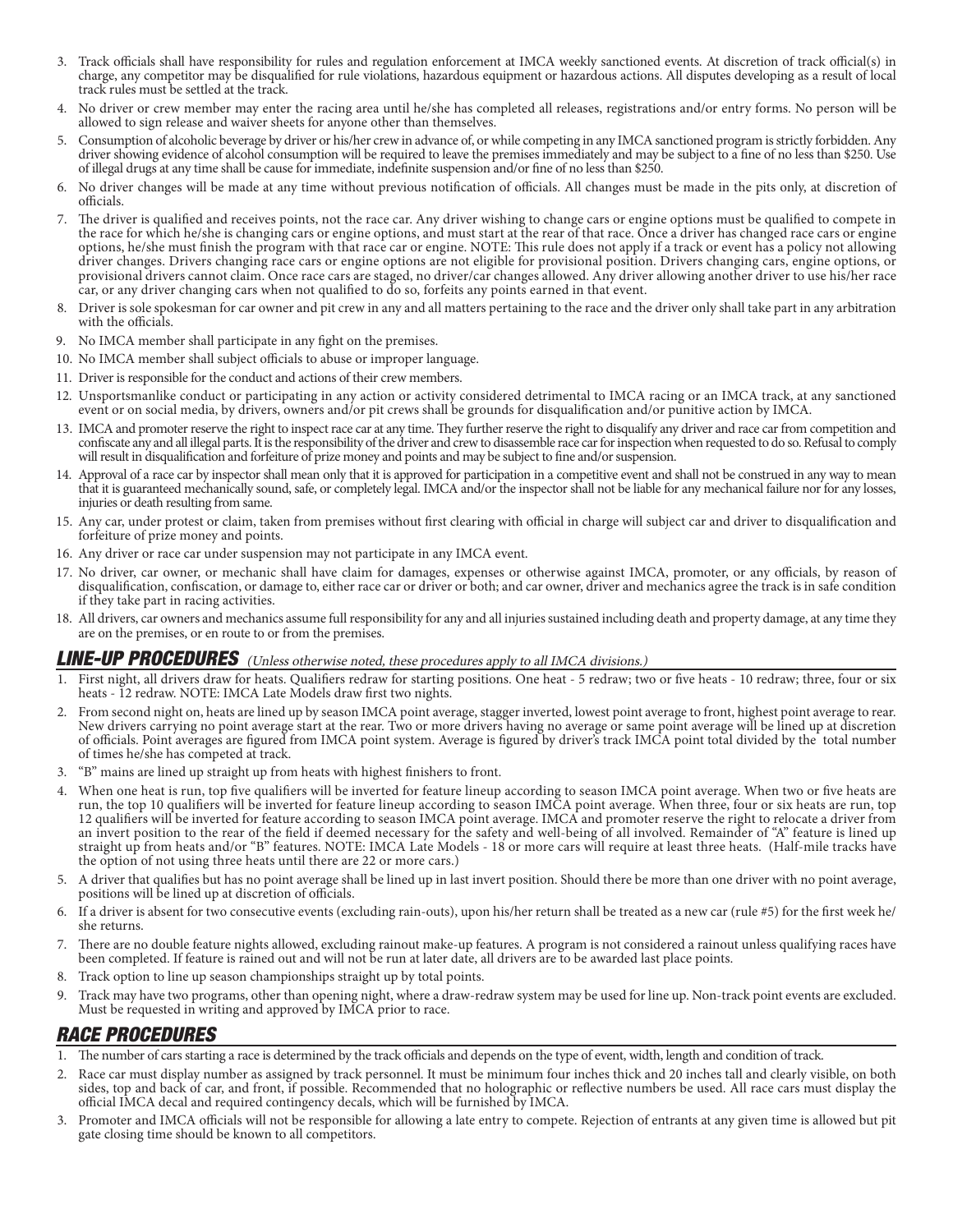3. Track officials shall have responsibility for rules and regulation enforcement at IMCA weekly sanctioned events. At discretion of track official(s) in charge, any competitor may be disqualified for rule violations, hazardous equipment or hazardous actions. All disputes developing as a result of local track rules must be settled at the track.
4. No driver or crew member may enter the racing area until he/she has completed all releases, registrations and/or entry forms. No person will be allowed to sign release and waiver sheets for anyone other than themselves.
5. Consumption of alcoholic beverage by driver or his/her crew in advance of, or while competing in any IMCA sanctioned program is strictly forbidden. Any driver showing evidence of alcohol consumption will be required to leave the premises immediately and may be subject to a fine of no less than $250. Use of illegal drugs at any time shall be cause for immediate, indefinite suspension and/or fine of no less than $250.
6. No driver changes will be made at any time without previous notification of officials. All changes must be made in the pits only, at discretion of officials.
7. The driver is qualified and receives points, not the race car. Any driver wishing to change cars or engine options must be qualified to compete in the race for which he/she is changing cars or engine options, and must start at the rear of that race. Once a driver has changed race cars or engine options, he/she must finish the program with that race car or engine. NOTE: This rule does not apply if a track or event has a policy not allowing driver changes. Drivers changing race cars or engine options are not eligible for provisional position. Drivers changing cars, engine options, or provisional drivers cannot claim. Once race cars are staged, no driver/car changes allowed. Any driver allowing another driver to use his/her race car, or any driver changing cars when not qualified to do so, forfeits any points earned in that event.
8. Driver is sole spokesman for car owner and pit crew in any and all matters pertaining to the race and the driver only shall take part in any arbitration with the officials.
9. No IMCA member shall participate in any fight on the premises.
10. No IMCA member shall subject officials to abuse or improper language.
11. Driver is responsible for the conduct and actions of their crew members.
12. Unsportsmanlike conduct or participating in any action or activity considered detrimental to IMCA racing or an IMCA track, at any sanctioned event or on social media, by drivers, owners and/or pit crews shall be grounds for disqualification and/or punitive action by IMCA.
13. IMCA and promoter reserve the right to inspect race car at any time. They further reserve the right to disqualify any driver and race car from competition and confiscate any and all illegal parts. It is the responsibility of the driver and crew to disassemble race car for inspection when requested to do so. Refusal to comply will result in disqualification and forfeiture of prize money and points and may be subject to fine and/or suspension.
14. Approval of a race car by inspector shall mean only that it is approved for participation in a competitive event and shall not be construed in any way to mean that it is guaranteed mechanically sound, safe, or completely legal. IMCA and/or the inspector shall not be liable for any mechanical failure nor for any losses, injuries or death resulting from same.
15. Any car, under protest or claim, taken from premises without first clearing with official in charge will subject car and driver to disqualification and forfeiture of prize money and points.
16. Any driver or race car under suspension may not participate in any IMCA event.
17. No driver, car owner, or mechanic shall have claim for damages, expenses or otherwise against IMCA, promoter, or any officials, by reason of disqualification, confiscation, or damage to, either race car or driver or both; and car owner, driver and mechanics agree the track is in safe condition if they take part in racing activities.
18. All drivers, car owners and mechanics assume full responsibility for any and all injuries sustained including death and property damage, at any time they are on the premises, or en route to or from the premises.

## LINE-UP PROCEDURES *(Unless otherwise noted, these procedures apply to all IMCA divisions.)*

1. First night, all drivers draw for heats. Qualifiers redraw for starting positions. One heat - 5 redraw; two or five heats - 10 redraw; three, four or six heats - 12 redraw. NOTE: IMCA Late Models draw first two nights.
2. From second night on, heats are lined up by season IMCA point average, stagger inverted, lowest point average to front, highest point average to rear. New drivers carrying no point average start at the rear. Two or more drivers having no average or same point average will be lined up at discretion of officials. Point averages are figured from IMCA point system. Average is figured by driver's track IMCA point total divided by the total number of times he/she has competed at track.
3. "B" mains are lined up straight up from heats with highest finishers to front.
4. When one heat is run, top five qualifiers will be inverted for feature lineup according to season IMCA point average. When two or five heats are run, the top 10 qualifiers will be inverted for feature lineup according to season IMCA point average. When three, four or six heats are run, top 12 qualifiers will be inverted for feature according to season IMCA point average. IMCA and promoter reserve the right to relocate a driver from an invert position to the rear of the field if deemed necessary for the safety and well-being of all involved. Remainder of "A" feature is lined up straight up from heats and/or "B" features. NOTE: IMCA Late Models - 18 or more cars will require at least three heats. (Half-mile tracks have the option of not using three heats until there are 22 or more cars.)
5. A driver that qualifies but has no point average shall be lined up in last invert position. Should there be more than one driver with no point average, positions will be lined up at discretion of officials.
6. If a driver is absent for two consecutive events (excluding rain-outs), upon his/her return shall be treated as a new car (rule #5) for the first week he/she returns.
7. There are no double feature nights allowed, excluding rainout make-up features. A program is not considered a rainout unless qualifying races have been completed. If feature is rained out and will not be run at later date, all drivers are to be awarded last place points.
8. Track option to line up season championships straight up by total points.
9. Track may have two programs, other than opening night, where a draw-redraw system may be used for line up. Non-track point events are excluded. Must be requested in writing and approved by IMCA prior to race.

## RACE PROCEDURES

1. The number of cars starting a race is determined by the track officials and depends on the type of event, width, length and condition of track.
2. Race car must display number as assigned by track personnel. It must be minimum four inches thick and 20 inches tall and clearly visible, on both sides, top and back of car, and front, if possible. Recommended that no holographic or reflective numbers be used. All race cars must display the official IMCA decal and required contingency decals, which will be furnished by IMCA.
3. Promoter and IMCA officials will not be responsible for allowing a late entry to compete. Rejection of entrants at any given time is allowed but pit gate closing time should be known to all competitors.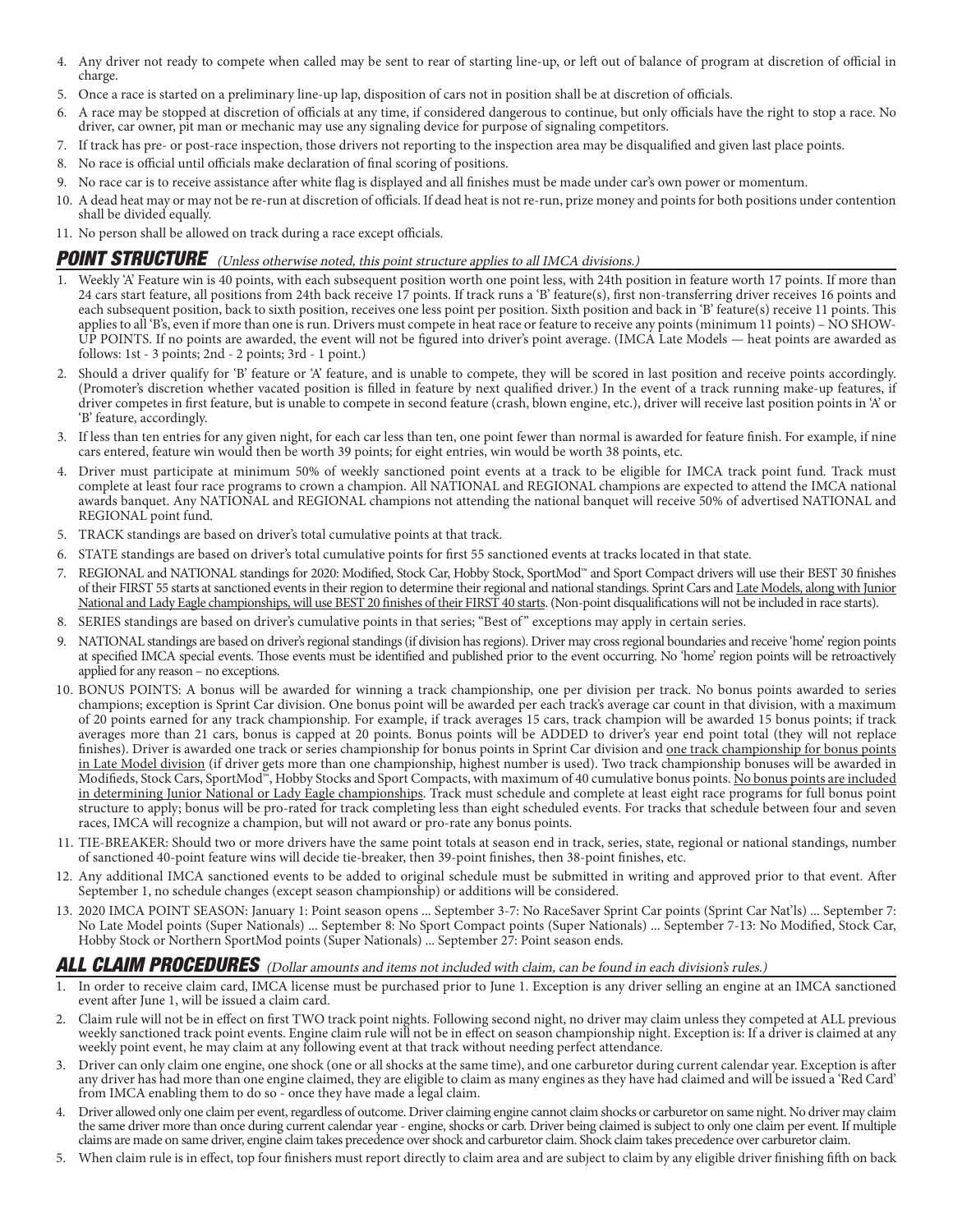4. Any driver not ready to compete when called may be sent to rear of starting line-up, or left out of balance of program at discretion of official in charge.
5. Once a race is started on a preliminary line-up lap, disposition of cars not in position shall be at discretion of officials.
6. A race may be stopped at discretion of officials at any time, if considered dangerous to continue, but only officials have the right to stop a race. No driver, car owner, pit man or mechanic may use any signaling device for purpose of signaling competitors.
7. If track has pre- or post-race inspection, those drivers not reporting to the inspection area may be disqualified and given last place points.
8. No race is official until officials make declaration of final scoring of positions.
9. No race car is to receive assistance after white flag is displayed and all finishes must be made under car's own power or momentum.
10. A dead heat may or may not be re-run at discretion of officials. If dead heat is not re-run, prize money and points for both positions under contention shall be divided equally.
11. No person shall be allowed on track during a race except officials.

## POINT STRUCTURE *(Unless otherwise noted, this point structure applies to all IMCA divisions.)*

1. Weekly 'A' Feature win is 40 points, with each subsequent position worth one point less, with 24th position in feature worth 17 points. If more than 24 cars start feature, all positions from 24th back receive 17 points. If track runs a 'B' feature(s), first non-transferring driver receives 16 points and each subsequent position, back to sixth position, receives one less point per position. Sixth position and back in 'B' feature(s) receive 11 points. This applies to all 'B's, even if more than one is run. Drivers must compete in heat race or feature to receive any points (minimum 11 points) – NO SHOW-UP POINTS. If no points are awarded, the event will not be figured into driver's point average. (IMCA Late Models — heat points are awarded as follows: 1st - 3 points; 2nd - 2 points; 3rd - 1 point.)
2. Should a driver qualify for 'B' feature or 'A' feature, and is unable to compete, they will be scored in last position and receive points accordingly. (Promoter's discretion whether vacated position is filled in feature by next qualified driver.) In the event of a track running make-up features, if driver competes in first feature, but is unable to compete in second feature (crash, blown engine, etc.), driver will receive last position points in 'A' or 'B' feature, accordingly.
3. If less than ten entries for any given night, for each car less than ten, one point fewer than normal is awarded for feature finish. For example, if nine cars entered, feature win would then be worth 39 points; for eight entries, win would be worth 38 points, etc.
4. Driver must participate at minimum 50% of weekly sanctioned point events at a track to be eligible for IMCA track point fund. Track must complete at least four race programs to crown a champion. All NATIONAL and REGIONAL champions are expected to attend the IMCA national awards banquet. Any NATIONAL and REGIONAL champions not attending the national banquet will receive 50% of advertised NATIONAL and REGIONAL point fund.
5. TRACK standings are based on driver's total cumulative points at that track.
6. STATE standings are based on driver's total cumulative points for first 55 sanctioned events at tracks located in that state.
7. REGIONAL and NATIONAL standings for 2020: Modified, Stock Car, Hobby Stock, SportMod™ and Sport Compact drivers will use their BEST 30 finishes of their FIRST 55 starts at sanctioned events in their region to determine their regional and national standings. Sprint Cars and <u>Late Models, along with Junior National and Lady Eagle championships, will use BEST 20 finishes of their FIRST 40 starts</u>. (Non-point disqualifications will not be included in race starts).
8. SERIES standings are based on driver's cumulative points in that series; "Best of" exceptions may apply in certain series.
9. NATIONAL standings are based on driver's regional standings (if division has regions). Driver may cross regional boundaries and receive 'home' region points at specified IMCA special events. Those events must be identified and published prior to the event occurring. No 'home' region points will be retroactively applied for any reason – no exceptions.
10. BONUS POINTS: A bonus will be awarded for winning a track championship, one per division per track. No bonus points awarded to series champions; exception is Sprint Car division. One bonus point will be awarded per each track's average car count in that division, with a maximum of 20 points earned for any track championship. For example, if track averages 15 cars, track champion will be awarded 15 bonus points; if track averages more than 21 cars, bonus is capped at 20 points. Bonus points will be ADDED to driver's year end point total (they will not replace finishes). Driver is awarded one track or series championship for bonus points in Sprint Car division and <u>one track championship for bonus points in Late Model division</u> (if driver gets more than one championship, highest number is used). Two track championship bonuses will be awarded in Modifieds, Stock Cars, SportMod™, Hobby Stocks and Sport Compacts, with maximum of 40 cumulative bonus points. <u>No bonus points are included in determining Junior National or Lady Eagle championships</u>. Track must schedule and complete at least eight race programs for full bonus point structure to apply; bonus will be pro-rated for track completing less than eight scheduled events. For tracks that schedule between four and seven races, IMCA will recognize a champion, but will not award or pro-rate any bonus points.
11. TIE-BREAKER: Should two or more drivers have the same point totals at season end in track, series, state, regional or national standings, number of sanctioned 40-point feature wins will decide tie-breaker, then 39-point finishes, then 38-point finishes, etc.
12. Any additional IMCA sanctioned events to be added to original schedule must be submitted in writing and approved prior to that event. After September 1, no schedule changes (except season championship) or additions will be considered.
13. 2020 IMCA POINT SEASON: January 1: Point season opens ... September 3-7: No RaceSaver Sprint Car points (Sprint Car Nat'ls) ... September 7: No Late Model points (Super Nationals) ... September 8: No Sport Compact points (Super Nationals) ... September 7-13: No Modified, Stock Car, Hobby Stock or Northern SportMod points (Super Nationals) ... September 27: Point season ends.

## ALL CLAIM PROCEDURES *(Dollar amounts and items not included with claim, can be found in each division's rules.)*

1. In order to receive claim card, IMCA license must be purchased prior to June 1. Exception is any driver selling an engine at an IMCA sanctioned event after June 1, will be issued a claim card.
2. Claim rule will not be in effect on first TWO track point nights. Following second night, no driver may claim unless they competed at ALL previous weekly sanctioned track point events. Engine claim rule will not be in effect on season championship night. Exception is: If a driver is claimed at any weekly point event, he may claim at any following event at that track without needing perfect attendance.
3. Driver can only claim one engine, one shock (one or all shocks at the same time), and one carburetor during current calendar year. Exception is after any driver has had more than one engine claimed, they are eligible to claim as many engines as they have had claimed and will be issued a 'Red Card' from IMCA enabling them to do so - once they have made a legal claim.
4. Driver allowed only one claim per event, regardless of outcome. Driver claiming engine cannot claim shocks or carburetor on same night. No driver may claim the same driver more than once during current calendar year - engine, shocks or carb. Driver being claimed is subject to only one claim per event. If multiple claims are made on same driver, engine claim takes precedence over shock and carburetor claim. Shock claim takes precedence over carburetor claim.
5. When claim rule is in effect, top four finishers must report directly to claim area and are subject to claim by any eligible driver finishing fifth on back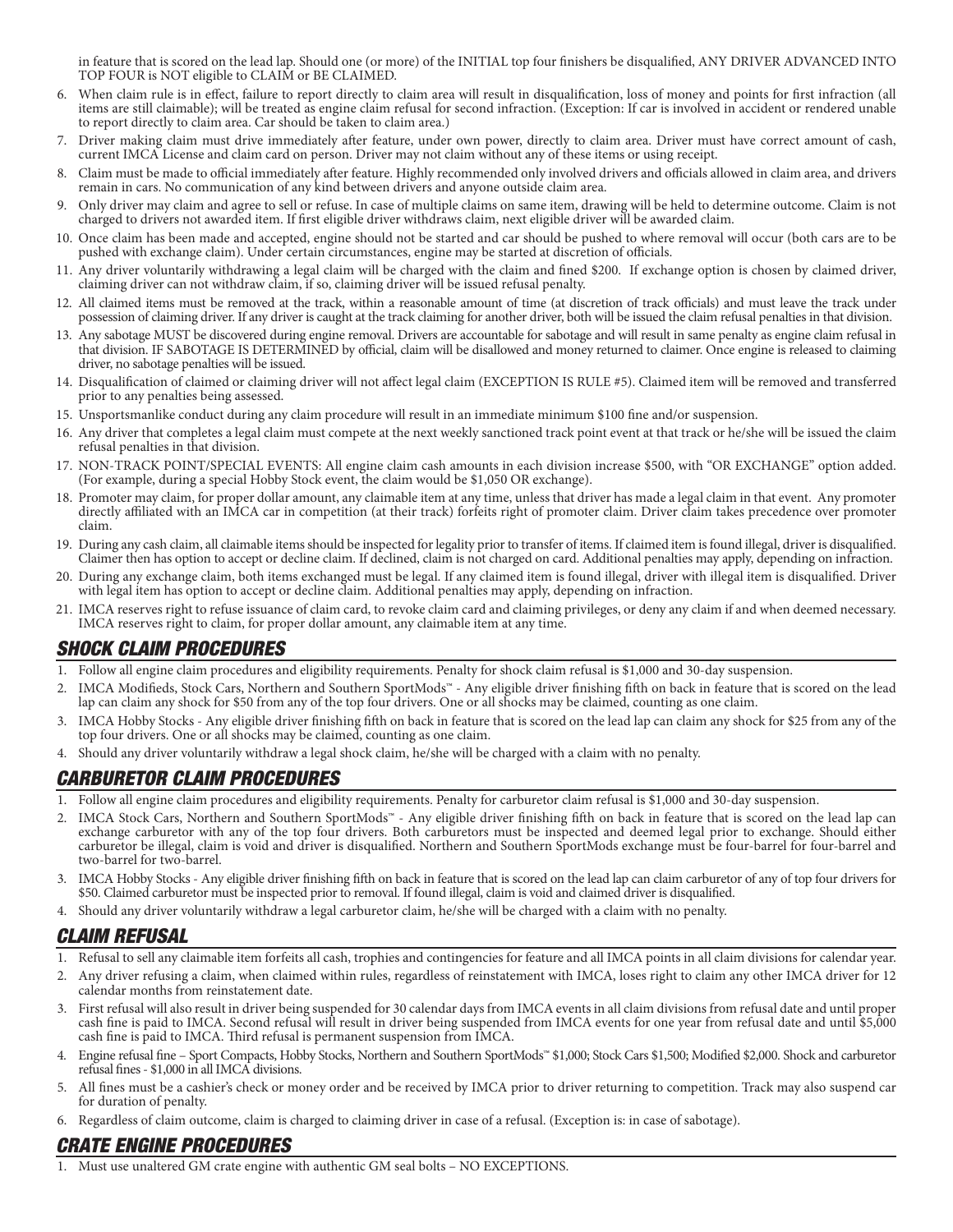in feature that is scored on the lead lap. Should one (or more) of the INITIAL top four finishers be disqualified, ANY DRIVER ADVANCED INTO TOP FOUR is NOT eligible to CLAIM or BE CLAIMED.

6. When claim rule is in effect, failure to report directly to claim area will result in disqualification, loss of money and points for first infraction (all items are still claimable); will be treated as engine claim refusal for second infraction. (Exception: If car is involved in accident or rendered unable to report directly to claim area. Car should be taken to claim area.)
7. Driver making claim must drive immediately after feature, under own power, directly to claim area. Driver must have correct amount of cash, current IMCA License and claim card on person. Driver may not claim without any of these items or using receipt.
8. Claim must be made to official immediately after feature. Highly recommended only involved drivers and officials allowed in claim area, and drivers remain in cars. No communication of any kind between drivers and anyone outside claim area.
9. Only driver may claim and agree to sell or refuse. In case of multiple claims on same item, drawing will be held to determine outcome. Claim is not charged to drivers not awarded item. If first eligible driver withdraws claim, next eligible driver will be awarded claim.
10. Once claim has been made and accepted, engine should not be started and car should be pushed to where removal will occur (both cars are to be pushed with exchange claim). Under certain circumstances, engine may be started at discretion of officials.
11. Any driver voluntarily withdrawing a legal claim will be charged with the claim and fined $200. If exchange option is chosen by claimed driver, claiming driver can not withdraw claim, if so, claiming driver will be issued refusal penalty.
12. All claimed items must be removed at the track, within a reasonable amount of time (at discretion of track officials) and must leave the track under possession of claiming driver. If any driver is caught at the track claiming for another driver, both will be issued the claim refusal penalties in that division.
13. Any sabotage MUST be discovered during engine removal. Drivers are accountable for sabotage and will result in same penalty as engine claim refusal in that division. IF SABOTAGE IS DETERMINED by official, claim will be disallowed and money returned to claimer. Once engine is released to claiming driver, no sabotage penalties will be issued.
14. Disqualification of claimed or claiming driver will not affect legal claim (EXCEPTION IS RULE #5). Claimed item will be removed and transferred prior to any penalties being assessed.
15. Unsportsmanlike conduct during any claim procedure will result in an immediate minimum $100 fine and/or suspension.
16. Any driver that completes a legal claim must compete at the next weekly sanctioned track point event at that track or he/she will be issued the claim refusal penalties in that division.
17. NON-TRACK POINT/SPECIAL EVENTS: All engine claim cash amounts in each division increase $500, with "OR EXCHANGE" option added. (For example, during a special Hobby Stock event, the claim would be $1,050 OR exchange).
18. Promoter may claim, for proper dollar amount, any claimable item at any time, unless that driver has made a legal claim in that event. Any promoter directly affiliated with an IMCA car in competition (at their track) forfeits right of promoter claim. Driver claim takes precedence over promoter claim.
19. During any cash claim, all claimable items should be inspected for legality prior to transfer of items. If claimed item is found illegal, driver is disqualified. Claimer then has option to accept or decline claim. If declined, claim is not charged on card. Additional penalties may apply, depending on infraction.
20. During any exchange claim, both items exchanged must be legal. If any claimed item is found illegal, driver with illegal item is disqualified. Driver with legal item has option to accept or decline claim. Additional penalties may apply, depending on infraction.
21. IMCA reserves right to refuse issuance of claim card, to revoke claim card and claiming privileges, or deny any claim if and when deemed necessary. IMCA reserves right to claim, for proper dollar amount, any claimable item at any time.

## SHOCK CLAIM PROCEDURES

1. Follow all engine claim procedures and eligibility requirements. Penalty for shock claim refusal is $1,000 and 30-day suspension.
2. IMCA Modifieds, Stock Cars, Northern and Southern SportMods™ - Any eligible driver finishing fifth on back in feature that is scored on the lead lap can claim any shock for $50 from any of the top four drivers. One or all shocks may be claimed, counting as one claim.
3. IMCA Hobby Stocks - Any eligible driver finishing fifth on back in feature that is scored on the lead lap can claim any shock for $25 from any of the top four drivers. One or all shocks may be claimed, counting as one claim.
4. Should any driver voluntarily withdraw a legal shock claim, he/she will be charged with a claim with no penalty.

## CARBURETOR CLAIM PROCEDURES

1. Follow all engine claim procedures and eligibility requirements. Penalty for carburetor claim refusal is $1,000 and 30-day suspension.
2. IMCA Stock Cars, Northern and Southern SportMods™ - Any eligible driver finishing fifth on back in feature that is scored on the lead lap can exchange carburetor with any of the top four drivers. Both carburetors must be inspected and deemed legal prior to exchange. Should either carburetor be illegal, claim is void and driver is disqualified. Northern and Southern SportMods exchange must be four-barrel for four-barrel and two-barrel for two-barrel.
3. IMCA Hobby Stocks - Any eligible driver finishing fifth on back in feature that is scored on the lead lap can claim carburetor of any of top four drivers for $50. Claimed carburetor must be inspected prior to removal. If found illegal, claim is void and claimed driver is disqualified.
4. Should any driver voluntarily withdraw a legal carburetor claim, he/she will be charged with a claim with no penalty.

## CLAIM REFUSAL

1. Refusal to sell any claimable item forfeits all cash, trophies and contingencies for feature and all IMCA points in all claim divisions for calendar year.
2. Any driver refusing a claim, when claimed within rules, regardless of reinstatement with IMCA, loses right to claim any other IMCA driver for 12 calendar months from reinstatement date.
3. First refusal will also result in driver being suspended for 30 calendar days from IMCA events in all claim divisions from refusal date and until proper cash fine is paid to IMCA. Second refusal will result in driver being suspended from IMCA events for one year from refusal date and until $5,000 cash fine is paid to IMCA. Third refusal is permanent suspension from IMCA.
4. Engine refusal fine – Sport Compacts, Hobby Stocks, Northern and Southern SportMods™ $1,000; Stock Cars $1,500; Modified $2,000. Shock and carburetor refusal fines - $1,000 in all IMCA divisions.
5. All fines must be a cashier's check or money order and be received by IMCA prior to driver returning to competition. Track may also suspend car for duration of penalty.
6. Regardless of claim outcome, claim is charged to claiming driver in case of a refusal. (Exception is: in case of sabotage).

## CRATE ENGINE PROCEDURES

1. Must use unaltered GM crate engine with authentic GM seal bolts – NO EXCEPTIONS.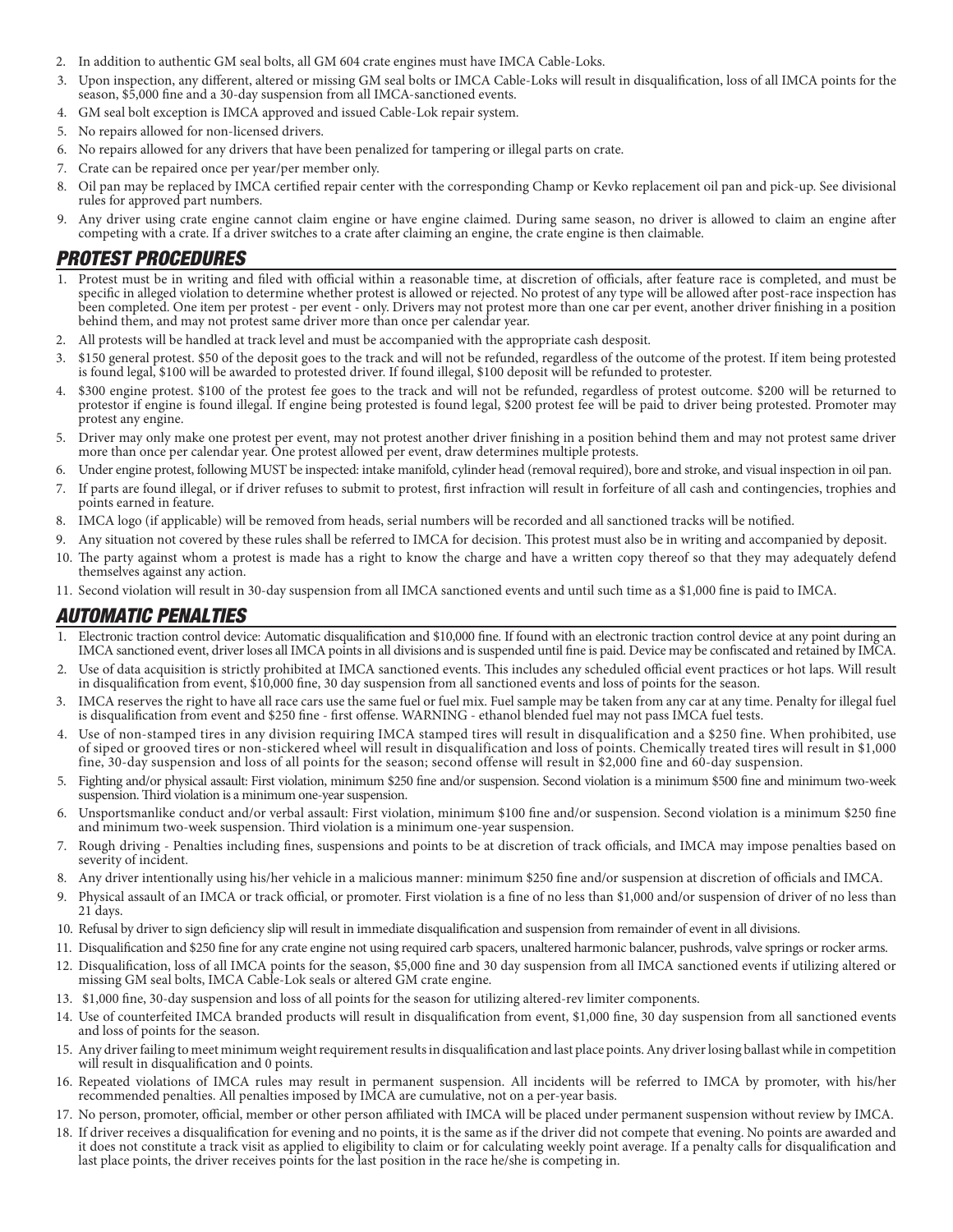2. In addition to authentic GM seal bolts, all GM 604 crate engines must have IMCA Cable-Loks.
3. Upon inspection, any different, altered or missing GM seal bolts or IMCA Cable-Loks will result in disqualification, loss of all IMCA points for the season, $5,000 fine and a 30-day suspension from all IMCA-sanctioned events.
4. GM seal bolt exception is IMCA approved and issued Cable-Lok repair system.
5. No repairs allowed for non-licensed drivers.
6. No repairs allowed for any drivers that have been penalized for tampering or illegal parts on crate.
7. Crate can be repaired once per year/per member only.
8. Oil pan may be replaced by IMCA certified repair center with the corresponding Champ or Kevko replacement oil pan and pick-up. See divisional rules for approved part numbers.
9. Any driver using crate engine cannot claim engine or have engine claimed. During same season, no driver is allowed to claim an engine after competing with a crate. If a driver switches to a crate after claiming an engine, the crate engine is then claimable.

## PROTEST PROCEDURES

1. Protest must be in writing and filed with official within a reasonable time, at discretion of officials, after feature race is completed, and must be specific in alleged violation to determine whether protest is allowed or rejected. No protest of any type will be allowed after post-race inspection has been completed. One item per protest - per event - only. Drivers may not protest more than one car per event, another driver finishing in a position behind them, and may not protest same driver more than once per calendar year.
2. All protests will be handled at track level and must be accompanied with the appropriate cash desposit.
3. $150 general protest. $50 of the deposit goes to the track and will not be refunded, regardless of the outcome of the protest. If item being protested is found legal, $100 will be awarded to protested driver. If found illegal, $100 deposit will be refunded to protester.
4. $300 engine protest. $100 of the protest fee goes to the track and will not be refunded, regardless of protest outcome. $200 will be returned to protestor if engine is found illegal. If engine being protested is found legal, $200 protest fee will be paid to driver being protested. Promoter may protest any engine.
5. Driver may only make one protest per event, may not protest another driver finishing in a position behind them and may not protest same driver more than once per calendar year. One protest allowed per event, draw determines multiple protests.
6. Under engine protest, following MUST be inspected: intake manifold, cylinder head (removal required), bore and stroke, and visual inspection in oil pan.
7. If parts are found illegal, or if driver refuses to submit to protest, first infraction will result in forfeiture of all cash and contingencies, trophies and points earned in feature.
8. IMCA logo (if applicable) will be removed from heads, serial numbers will be recorded and all sanctioned tracks will be notified.
9. Any situation not covered by these rules shall be referred to IMCA for decision. This protest must also be in writing and accompanied by deposit.
10. The party against whom a protest is made has a right to know the charge and have a written copy thereof so that they may adequately defend themselves against any action.
11. Second violation will result in 30-day suspension from all IMCA sanctioned events and until such time as a $1,000 fine is paid to IMCA.

## AUTOMATIC PENALTIES

1. Electronic traction control device: Automatic disqualification and $10,000 fine. If found with an electronic traction control device at any point during an IMCA sanctioned event, driver loses all IMCA points in all divisions and is suspended until fine is paid. Device may be confiscated and retained by IMCA.
2. Use of data acquisition is strictly prohibited at IMCA sanctioned events. This includes any scheduled official event practices or hot laps. Will result in disqualification from event, $10,000 fine, 30 day suspension from all sanctioned events and loss of points for the season.
3. IMCA reserves the right to have all race cars use the same fuel or fuel mix. Fuel sample may be taken from any car at any time. Penalty for illegal fuel is disqualification from event and $250 fine - first offense. WARNING - ethanol blended fuel may not pass IMCA fuel tests.
4. Use of non-stamped tires in any division requiring IMCA stamped tires will result in disqualification and a $250 fine. When prohibited, use of siped or grooved tires or non-stickered wheel will result in disqualification and loss of points. Chemically treated tires will result in $1,000 fine, 30-day suspension and loss of all points for the season; second offense will result in $2,000 fine and 60-day suspension.
5. Fighting and/or physical assault: First violation, minimum $250 fine and/or suspension. Second violation is a minimum $500 fine and minimum two-week suspension. Third violation is a minimum one-year suspension.
6. Unsportsmanlike conduct and/or verbal assault: First violation, minimum $100 fine and/or suspension. Second violation is a minimum $250 fine and minimum two-week suspension. Third violation is a minimum one-year suspension.
7. Rough driving - Penalties including fines, suspensions and points to be at discretion of track officials, and IMCA may impose penalties based on severity of incident.
8. Any driver intentionally using his/her vehicle in a malicious manner: minimum $250 fine and/or suspension at discretion of officials and IMCA.
9. Physical assault of an IMCA or track official, or promoter. First violation is a fine of no less than $1,000 and/or suspension of driver of no less than 21 days.
10. Refusal by driver to sign deficiency slip will result in immediate disqualification and suspension from remainder of event in all divisions.
11. Disqualification and $250 fine for any crate engine not using required carb spacers, unaltered harmonic balancer, pushrods, valve springs or rocker arms.
12. Disqualification, loss of all IMCA points for the season, $5,000 fine and 30 day suspension from all IMCA sanctioned events if utilizing altered or missing GM seal bolts, IMCA Cable-Lok seals or altered GM crate engine.
13. $1,000 fine, 30-day suspension and loss of all points for the season for utilizing altered-rev limiter components.
14. Use of counterfeited IMCA branded products will result in disqualification from event, $1,000 fine, 30 day suspension from all sanctioned events and loss of points for the season.
15. Any driver failing to meet minimum weight requirement results in disqualification and last place points. Any driver losing ballast while in competition will result in disqualification and 0 points.
16. Repeated violations of IMCA rules may result in permanent suspension. All incidents will be referred to IMCA by promoter, with his/her recommended penalties. All penalties imposed by IMCA are cumulative, not on a per-year basis.
17. No person, promoter, official, member or other person affiliated with IMCA will be placed under permanent suspension without review by IMCA.
18. If driver receives a disqualification for evening and no points, it is the same as if the driver did not compete that evening. No points are awarded and it does not constitute a track visit as applied to eligibility to claim or for calculating weekly point average. If a penalty calls for disqualification and last place points, the driver receives points for the last position in the race he/she is competing in.